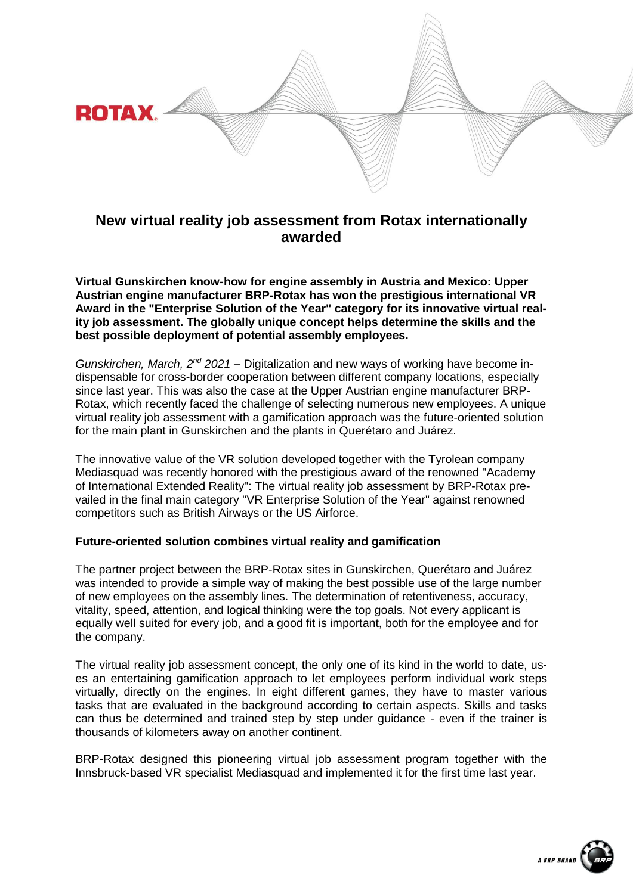# New virtual reality job assessment from Rotax internationally awarded

**Virtual Gunskirchen know-how for engine assembly in Austria and Mexico: Upper Austrian engine manufacturer BRP-Rotax has won the prestigious international VR Award in the "Enterprise Solution of the Year" category for its innovative virtual reality job assessment. The globally unique concept helps determine the skills and the best possible deployment of potential assembly employees.**

*Gunskirchen, March, 2nd 2021* – Digitalization and new ways of working have become indispensable for cross-border cooperation between different company locations, especially since last year. This was also the case at the Upper Austrian engine manufacturer BRP-Rotax, which recently faced the challenge of selecting numerous new employees. A unique virtual reality job assessment with a gamification approach was the future-oriented solution for the main plant in Gunskirchen and the plants in Querétaro and Juárez.

The innovative value of the VR solution developed together with the Tyrolean company Mediasquad was recently honored with the prestigious award of the renowned "Academy of International Extended Reality": The virtual reality job assessment by BRP-Rotax prevailed in the final main category "VR Enterprise Solution of the Year" against renowned competitors such as British Airways or the US Airforce.

### Future-oriented solution combines virtual reality and gamification

The partner project between the BRP-Rotax sites in Gunskirchen, Querétaro and Juárez was intended to provide a simple way of making the best possible use of the large number of new employees on the assembly lines. The determination of retentiveness, accuracy, vitality, speed, attention, and logical thinking were the top goals. Not every applicant is equally well suited for every job, and a good fit is important, both for the employee and for the company.

The virtual reality job assessment concept, the only one of its kind in the world to date, uses an entertaining gamification approach to let employees perform individual work steps virtually, directly on the engines. In eight different games, they have to master various tasks that are evaluated in the background according to certain aspects. Skills and tasks can thus be determined and trained step by step under guidance - even if the trainer is thousands of kilometers away on another continent.

BRP-Rotax designed this pioneering virtual job assessment program together with the Innsbruck-based VR specialist Mediasquad and implemented it for the first time last year.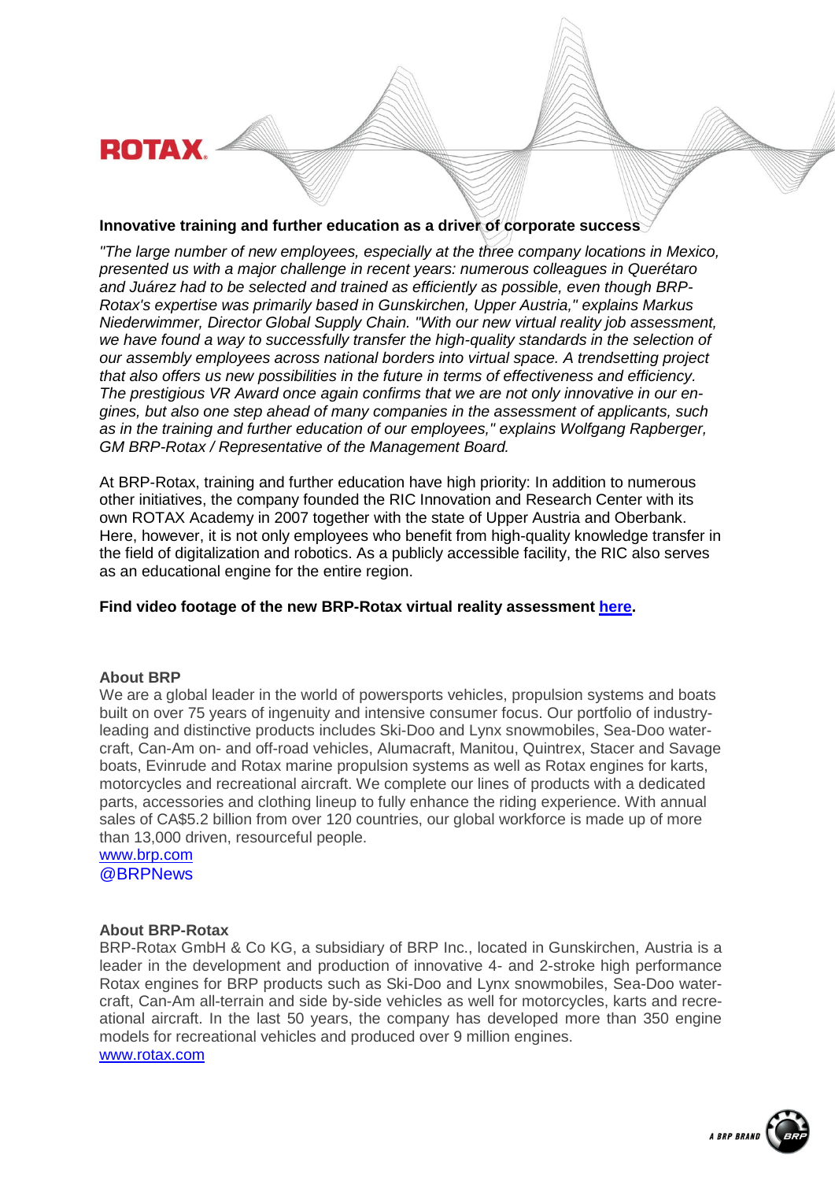**Innovative training and further education as a driver of corporate success**

*"The large number of new employees, especially at the three company locations in Mexico, presented us with a major challenge in recent years: numerous colleagues in Querétaro and Juárez had to be selected and trained as efficiently as possible, even though BRP-Rotax's expertise was primarily based in Gunskirchen, Upper Austria," explains Markus Niederwimmer, Director Global Supply Chain. "With our new virtual reality job assessment, we have found a way to successfully transfer the high-quality standards in the selection of our assembly employees across national borders into virtual space. A trendsetting project that also offers us new possibilities in the future in terms of effectiveness and efficiency. The prestigious VR Award once again confirms that we are not only innovative in our engines, but also one step ahead of many companies in the assessment of applicants, such as in the training and further education of our employees," explains Wolfgang Rapberger, GM BRP-Rotax / Representative of the Management Board.*

At BRP-Rotax, training and further education have high priority: In addition to numerous other initiatives, the company founded the RIC Innovation and Research Center with its own ROTAX Academy in 2007 together with the state of Upper Austria and Oberbank. Here, however, it is not only employees who benefit from high-quality knowledge transfer in the field of digitalization and robotics. As a publicly accessible facility, the RIC also serves as an educational engine for the entire region.

**Find video footage of the new BRP-Rotax virtual reality assessment here.**

**About BRP**

We are a global leader in the world of powersports vehicles, propulsion systems and boats built on over 75 years of ingenuity and intensive consumer focus. Our portfolio of industry-leading and distinctive products includes Ski-Doo and Lynx snowmobiles, Sea-Doo watercraft, Can-Am on- and off-road vehicles, Alumacraft, Manitou, Quintrex, Stacer and Savage boats, Evinrude and Rotax marine propulsion systems as well as Rotax engines for karts, motorcycles and recreational aircraft. We complete our lines of products with a dedicated parts, accessories and clothing lineup to fully enhance the riding experience. With annual sales of CA$5.2 billion from over 120 countries, our global workforce is made up of more than 13,000 driven, resourceful people.
www.brp.com
@BRPNews

**About BRP-Rotax**

BRP-Rotax GmbH & Co KG, a subsidiary of BRP Inc., located in Gunskirchen, Austria is a leader in the development and production of innovative 4- and 2-stroke high performance Rotax engines for BRP products such as Ski-Doo and Lynx snowmobiles, Sea-Doo watercraft, Can-Am all-terrain and side by-side vehicles as well for motorcycles, karts and recreational aircraft. In the last 50 years, the company has developed more than 350 engine models for recreational vehicles and produced over 9 million engines.
www.rotax.com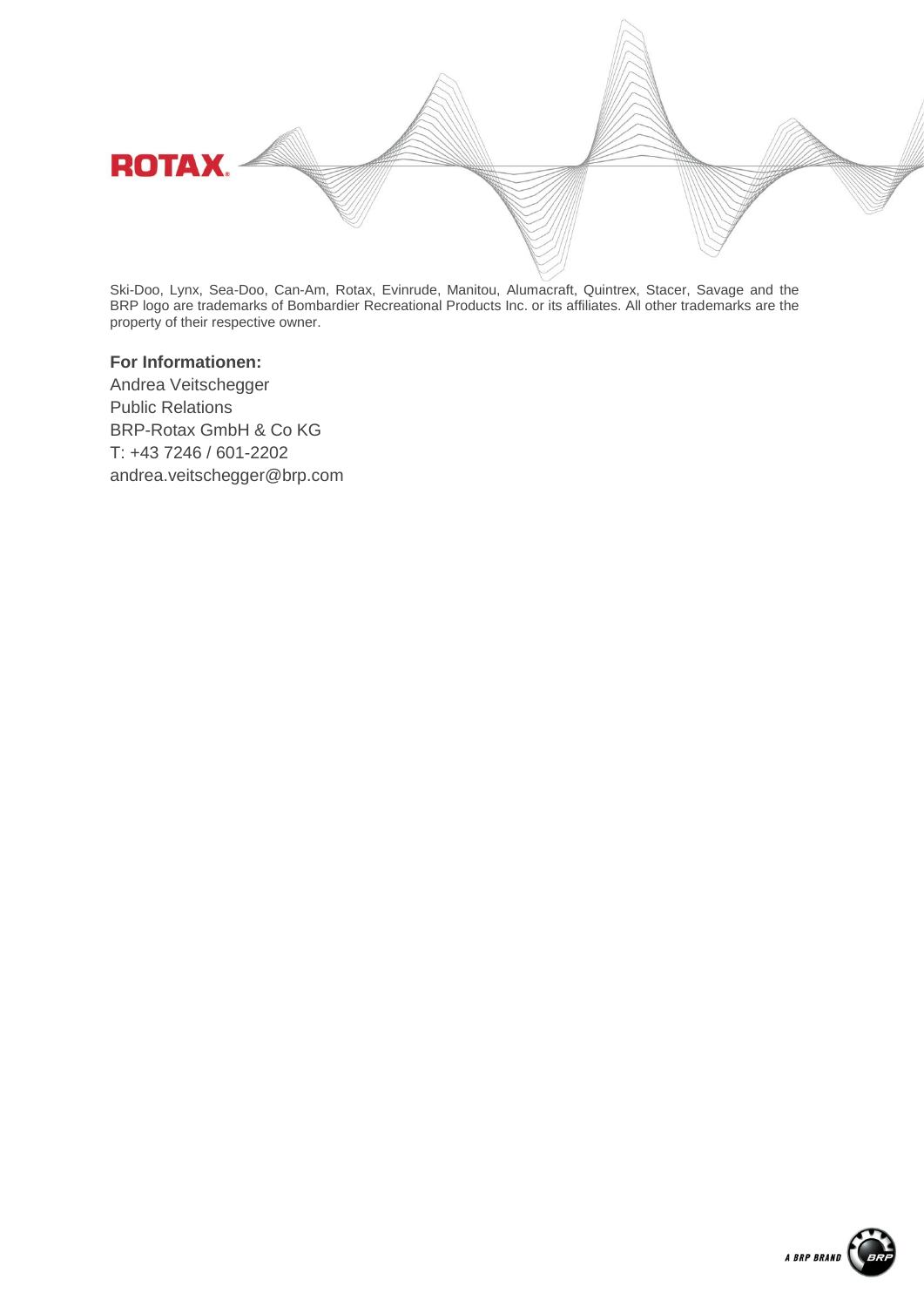Ski-Doo, Lynx, Sea-Doo, Can-Am, Rotax, Evinrude, Manitou, Alumacraft, Quintrex, Stacer, Savage and the BRP logo are trademarks of Bombardier Recreational Products Inc. or its affiliates. All other trademarks are the property of their respective owner.

**For Informationen:**

Andrea Veitschegger
Public Relations
BRP-Rotax GmbH & Co KG
T: +43 7246 / 601-2202
andrea.veitschegger@brp.com